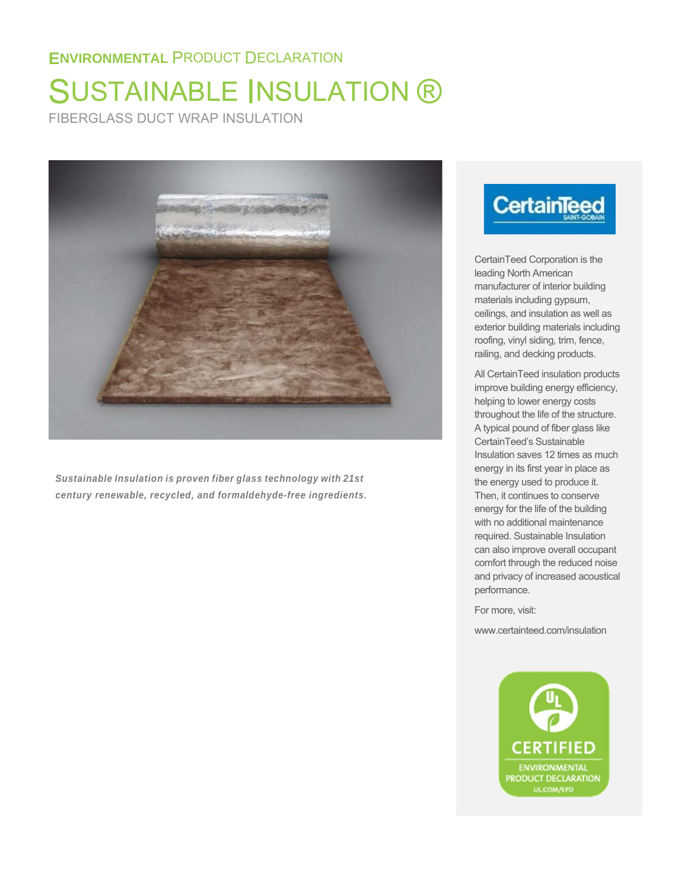ENVIRONMENTAL PRODUCT DECLARATION

# SUSTAINABLE INSULATION ®

FIBERGLASS DUCT WRAP INSULATION

***Sustainable Insulation is proven fiber glass technology with 21st century renewable, recycled, and formaldehyde-free ingredients.***

CertainTeed Corporation is the leading North American manufacturer of interior building materials including gypsum, ceilings, and insulation as well as exterior building materials including roofing, vinyl siding, trim, fence, railing, and decking products.

All CertainTeed insulation products improve building energy efficiency, helping to lower energy costs throughout the life of the structure. A typical pound of fiber glass like CertainTeed's Sustainable Insulation saves 12 times as much energy in its first year in place as the energy used to produce it. Then, it continues to conserve energy for the life of the building with no additional maintenance required. Sustainable Insulation can also improve overall occupant comfort through the reduced noise and privacy of increased acoustical performance.

For more, visit:

www.certainteed.com/insulation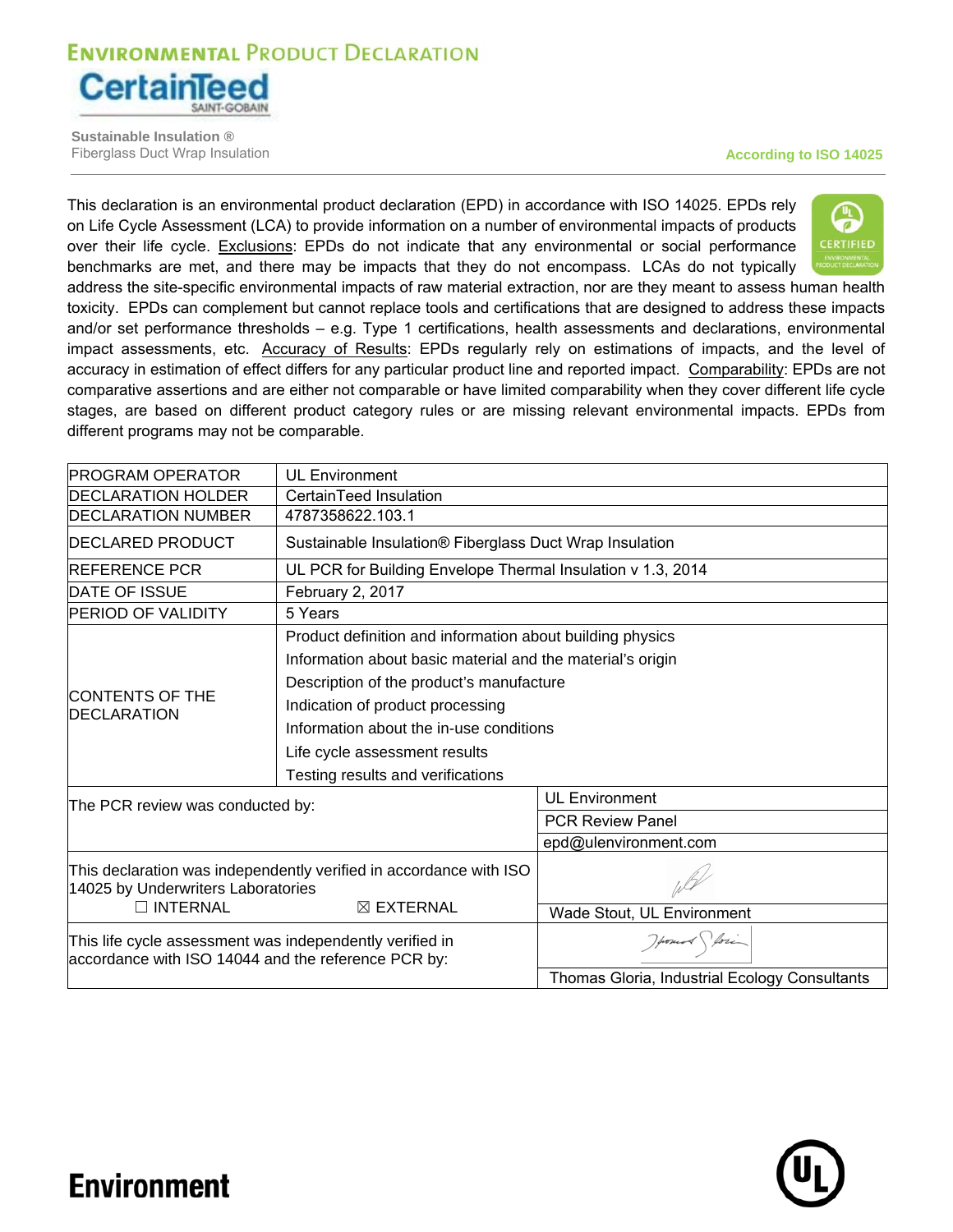# Environmental Product Declaration

**CertainTeed**
SAINT-GOBAIN

**Sustainable Insulation ®**
Fiberglass Duct Wrap Insulation

**According to ISO 14025**

This declaration is an environmental product declaration (EPD) in accordance with ISO 14025. EPDs rely on Life Cycle Assessment (LCA) to provide information on a number of environmental impacts of products over their life cycle. Exclusions: EPDs do not indicate that any environmental or social performance benchmarks are met, and there may be impacts that they do not encompass. LCAs do not typically address the site-specific environmental impacts of raw material extraction, nor are they meant to assess human health toxicity. EPDs can complement but cannot replace tools and certifications that are designed to address these impacts and/or set performance thresholds – e.g. Type 1 certifications, health assessments and declarations, environmental impact assessments, etc. Accuracy of Results: EPDs regularly rely on estimations of impacts, and the level of accuracy in estimation of effect differs for any particular product line and reported impact. Comparability: EPDs are not comparative assertions and are either not comparable or have limited comparability when they cover different life cycle stages, are based on different product category rules or are missing relevant environmental impacts. EPDs from different programs may not be comparable.

| | |
|---|---|
| PROGRAM OPERATOR | UL Environment |
| DECLARATION HOLDER | CertainTeed Insulation |
| DECLARATION NUMBER | 4787358622.103.1 |
| DECLARED PRODUCT | Sustainable Insulation® Fiberglass Duct Wrap Insulation |
| REFERENCE PCR | UL PCR for Building Envelope Thermal Insulation v 1.3, 2014 |
| DATE OF ISSUE | February 2, 2017 |
| PERIOD OF VALIDITY | 5 Years |
| CONTENTS OF THE DECLARATION | Product definition and information about building physics<br>Information about basic material and the material's origin<br>Description of the product's manufacture<br>Indication of product processing<br>Information about the in-use conditions<br>Life cycle assessment results<br>Testing results and verifications |

| | |
|---|---|
| The PCR review was conducted by: | UL Environment<br>PCR Review Panel<br>epd@ulenvironment.com |
| This declaration was independently verified in accordance with ISO 14025 by Underwriters Laboratories<br>☐ INTERNAL ☒ EXTERNAL | Wade Stout, UL Environment |
| This life cycle assessment was independently verified in accordance with ISO 14044 and the reference PCR by: | Thomas Gloria, Industrial Ecology Consultants |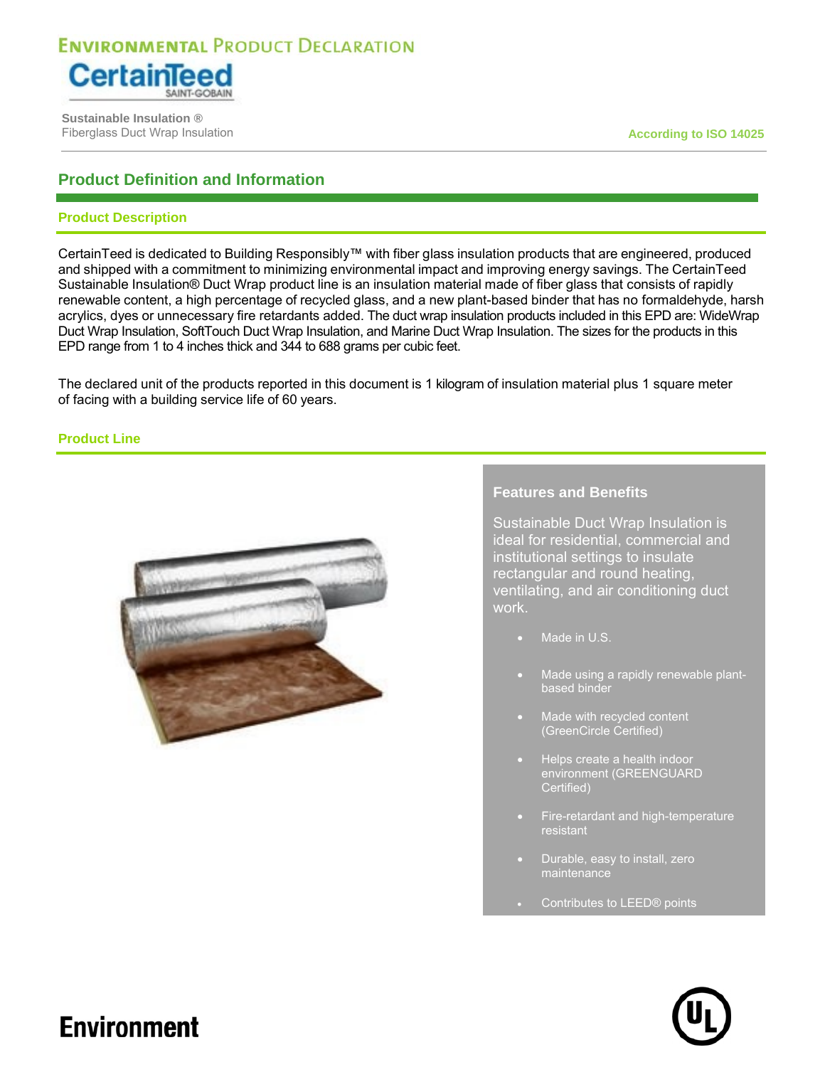# ENVIRONMENTAL PRODUCT DECLARATION

CertainTeed
SAINT-GOBAIN

**Sustainable Insulation ®**
Fiberglass Duct Wrap Insulation

**According to ISO 14025**

## Product Definition and Information

### Product Description

CertainTeed is dedicated to Building Responsibly™ with fiber glass insulation products that are engineered, produced and shipped with a commitment to minimizing environmental impact and improving energy savings. The CertainTeed Sustainable Insulation® Duct Wrap product line is an insulation material made of fiber glass that consists of rapidly renewable content, a high percentage of recycled glass, and a new plant-based binder that has no formaldehyde, harsh acrylics, dyes or unnecessary fire retardants added. The duct wrap insulation products included in this EPD are: WideWrap Duct Wrap Insulation, SoftTouch Duct Wrap Insulation, and Marine Duct Wrap Insulation. The sizes for the products in this EPD range from 1 to 4 inches thick and 344 to 688 grams per cubic feet.

The declared unit of the products reported in this document is 1 kilogram of insulation material plus 1 square meter of facing with a building service life of 60 years.

### Product Line

**Features and Benefits**

Sustainable Duct Wrap Insulation is ideal for residential, commercial and institutional settings to insulate rectangular and round heating, ventilating, and air conditioning duct work.

- Made in U.S.
- Made using a rapidly renewable plant-based binder
- Made with recycled content (GreenCircle Certified)
- Helps create a health indoor environment (GREENGUARD Certified)
- Fire-retardant and high-temperature resistant
- Durable, easy to install, zero maintenance
- Contributes to LEED® points

Environment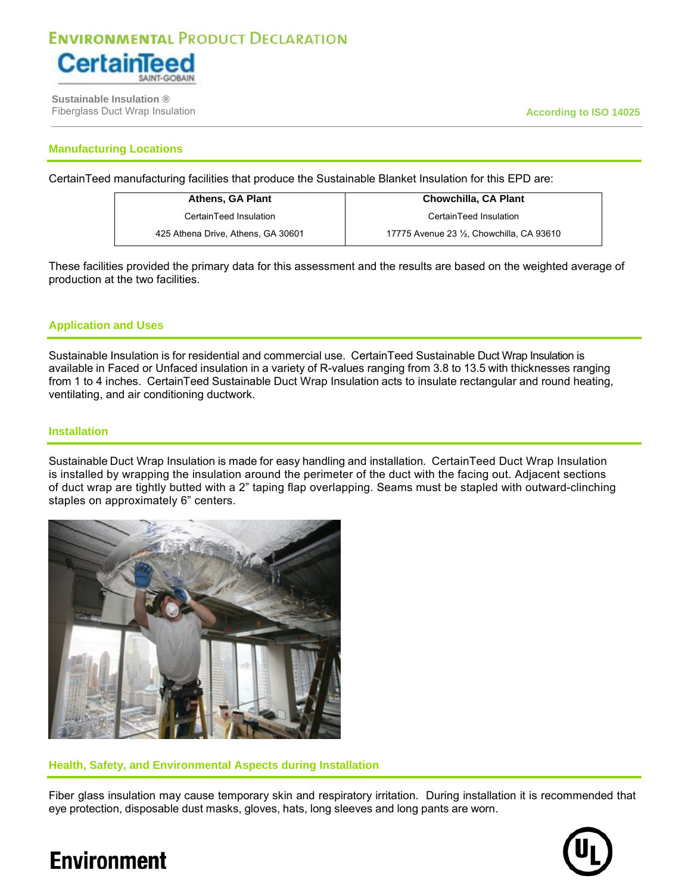# Environmental Product Declaration

CertainTeed SAINT-GOBAIN

**Sustainable Insulation ®**
Fiberglass Duct Wrap Insulation

According to ISO 14025

## Manufacturing Locations

CertainTeed manufacturing facilities that produce the Sustainable Blanket Insulation for this EPD are:

| Athens, GA Plant | Chowchilla, CA Plant |
|---|---|
| CertainTeed Insulation | CertainTeed Insulation |
| 425 Athena Drive, Athens, GA 30601 | 17775 Avenue 23 ½, Chowchilla, CA 93610 |

These facilities provided the primary data for this assessment and the results are based on the weighted average of production at the two facilities.

## Application and Uses

Sustainable Insulation is for residential and commercial use. CertainTeed Sustainable Duct Wrap Insulation is available in Faced or Unfaced insulation in a variety of R-values ranging from 3.8 to 13.5 with thicknesses ranging from 1 to 4 inches. CertainTeed Sustainable Duct Wrap Insulation acts to insulate rectangular and round heating, ventilating, and air conditioning ductwork.

## Installation

Sustainable Duct Wrap Insulation is made for easy handling and installation. CertainTeed Duct Wrap Insulation is installed by wrapping the insulation around the perimeter of the duct with the facing out. Adjacent sections of duct wrap are tightly butted with a 2" taping flap overlapping. Seams must be stapled with outward-clinching staples on approximately 6" centers.

## Health, Safety, and Environmental Aspects during Installation

Fiber glass insulation may cause temporary skin and respiratory irritation. During installation it is recommended that eye protection, disposable dust masks, gloves, hats, long sleeves and long pants are worn.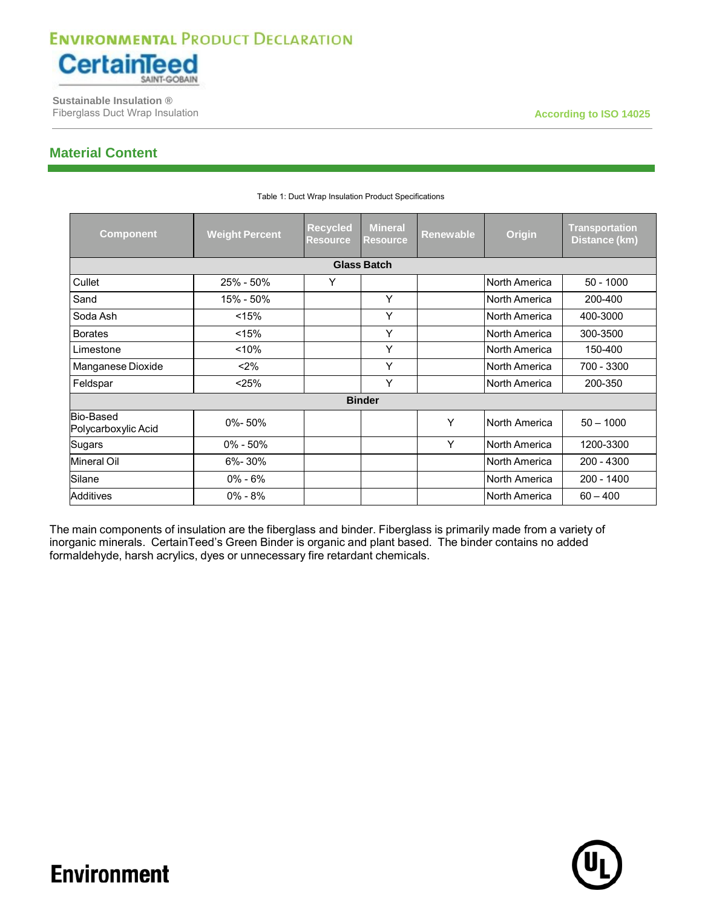## Material Content

Table 1: Duct Wrap Insulation Product Specifications

| Component | Weight Percent | Recycled Resource | Mineral Resource | Renewable | Origin | Transportation Distance (km) |
|---|---|---|---|---|---|---|
| **Glass Batch** | | | | | | |
| Cullet | 25% - 50% | Y | | | North America | 50 - 1000 |
| Sand | 15% - 50% | | Y | | North America | 200-400 |
| Soda Ash | <15% | | Y | | North America | 400-3000 |
| Borates | <15% | | Y | | North America | 300-3500 |
| Limestone | <10% | | Y | | North America | 150-400 |
| Manganese Dioxide | <2% | | Y | | North America | 700 - 3300 |
| Feldspar | <25% | | Y | | North America | 200-350 |
| **Binder** | | | | | | |
| Bio-Based Polycarboxylic Acid | 0%- 50% | | | Y | North America | 50 – 1000 |
| Sugars | 0% - 50% | | | Y | North America | 1200-3300 |
| Mineral Oil | 6%- 30% | | | | North America | 200 - 4300 |
| Silane | 0% - 6% | | | | North America | 200 - 1400 |
| Additives | 0% - 8% | | | | North America | 60 – 400 |

The main components of insulation are the fiberglass and binder. Fiberglass is primarily made from a variety of inorganic minerals. CertainTeed's Green Binder is organic and plant based. The binder contains no added formaldehyde, harsh acrylics, dyes or unnecessary fire retardant chemicals.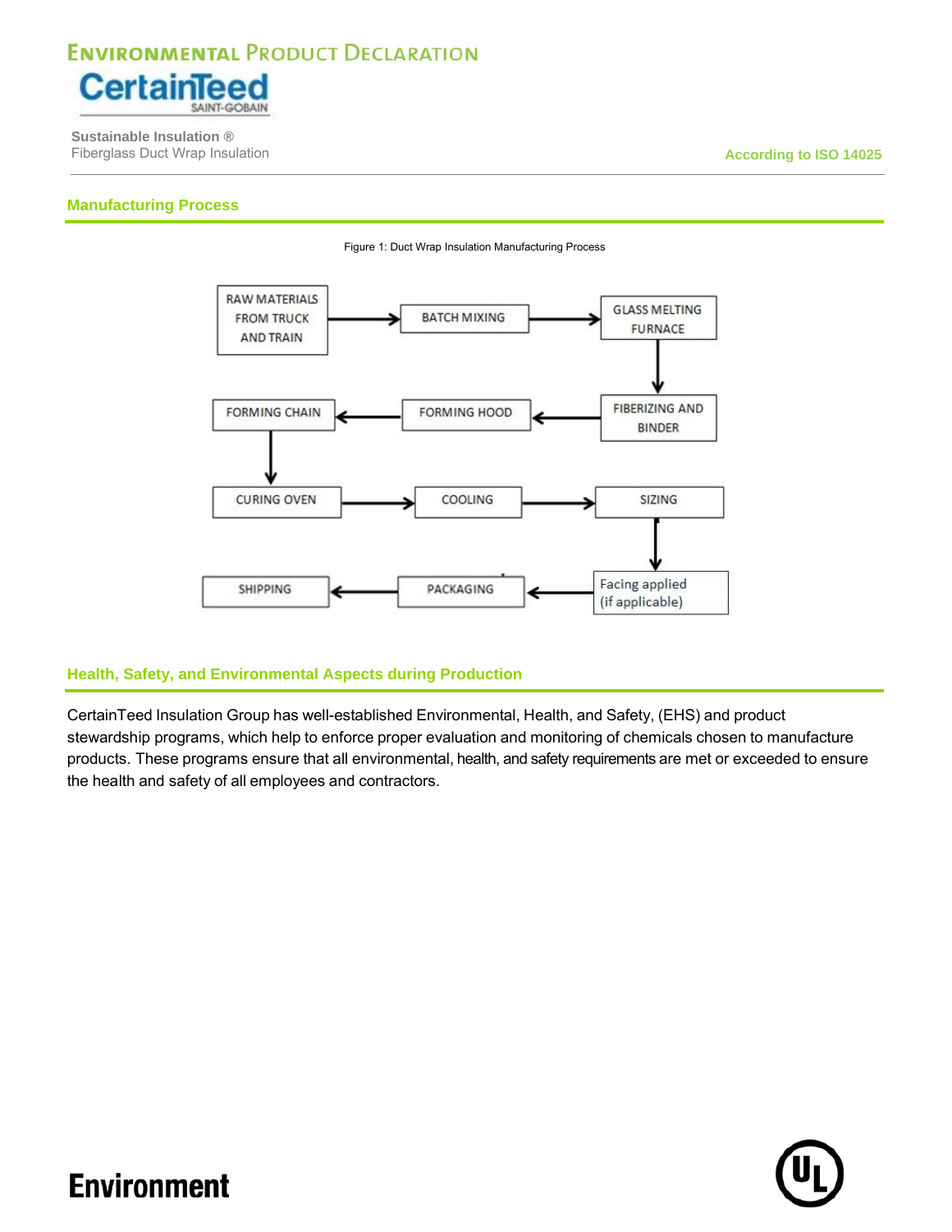## Manufacturing Process

Figure 1: Duct Wrap Insulation Manufacturing Process

RAW MATERIALS FROM TRUCK AND TRAIN → BATCH MIXING → GLASS MELTING FURNACE → FIBERIZING AND BINDER → FORMING HOOD → FORMING CHAIN → CURING OVEN → COOLING → SIZING → Facing applied (if applicable) → PACKAGING → SHIPPING

## Health, Safety, and Environmental Aspects during Production

CertainTeed Insulation Group has well-established Environmental, Health, and Safety, (EHS) and product stewardship programs, which help to enforce proper evaluation and monitoring of chemicals chosen to manufacture products. These programs ensure that all environmental, health, and safety requirements are met or exceeded to ensure the health and safety of all employees and contractors.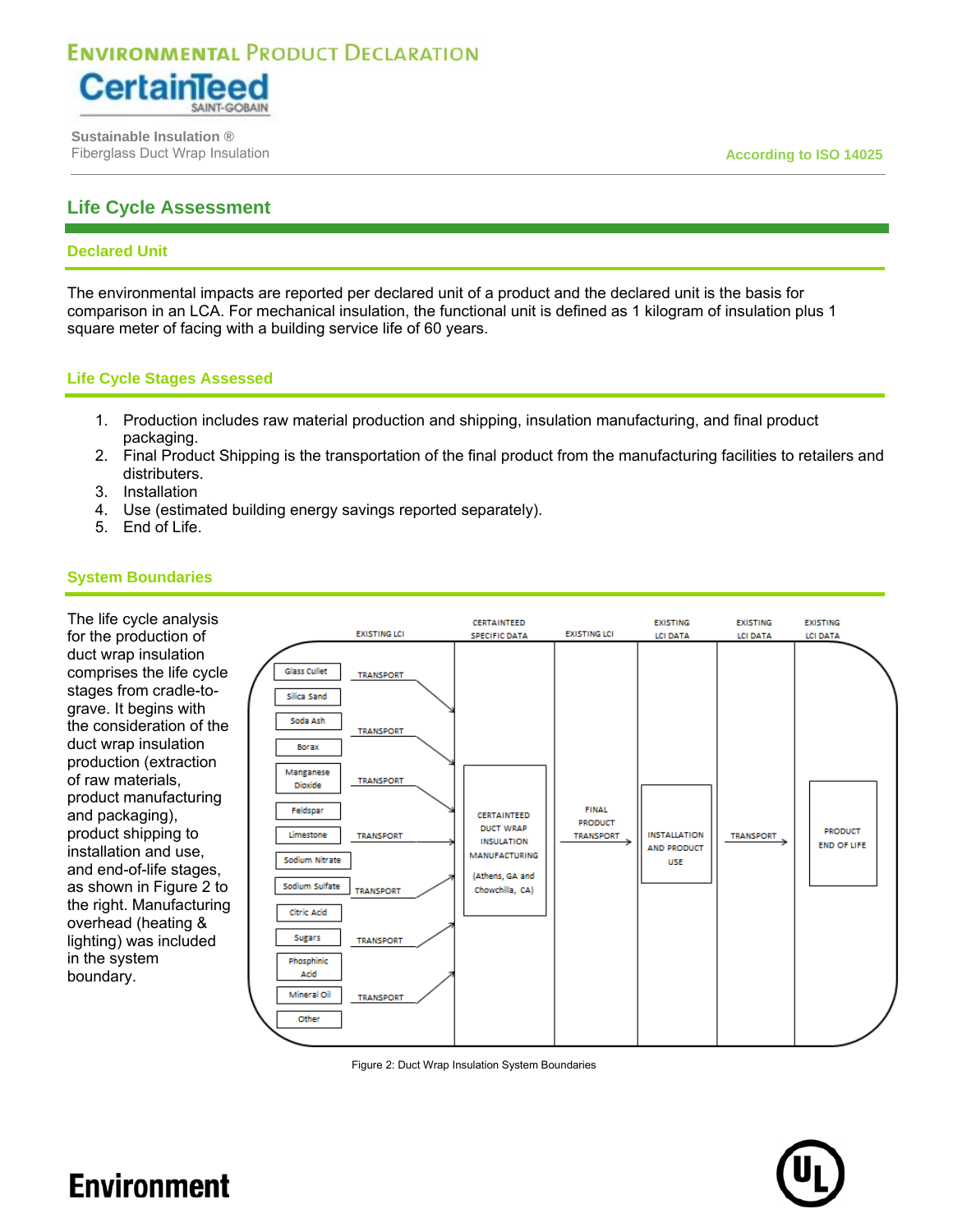## Life Cycle Assessment

### Declared Unit

The environmental impacts are reported per declared unit of a product and the declared unit is the basis for comparison in an LCA. For mechanical insulation, the functional unit is defined as 1 kilogram of insulation plus 1 square meter of facing with a building service life of 60 years.

### Life Cycle Stages Assessed

1. Production includes raw material production and shipping, insulation manufacturing, and final product packaging.
2. Final Product Shipping is the transportation of the final product from the manufacturing facilities to retailers and distributers.
3. Installation
4. Use (estimated building energy savings reported separately).
5. End of Life.

### System Boundaries

The life cycle analysis for the production of duct wrap insulation comprises the life cycle stages from cradle-to-grave. It begins with the consideration of the duct wrap insulation production (extraction of raw materials, product manufacturing and packaging), product shipping to installation and use, and end-of-life stages, as shown in Figure 2 to the right. Manufacturing overhead (heating & lighting) was included in the system boundary.

Figure 2: Duct Wrap Insulation System Boundaries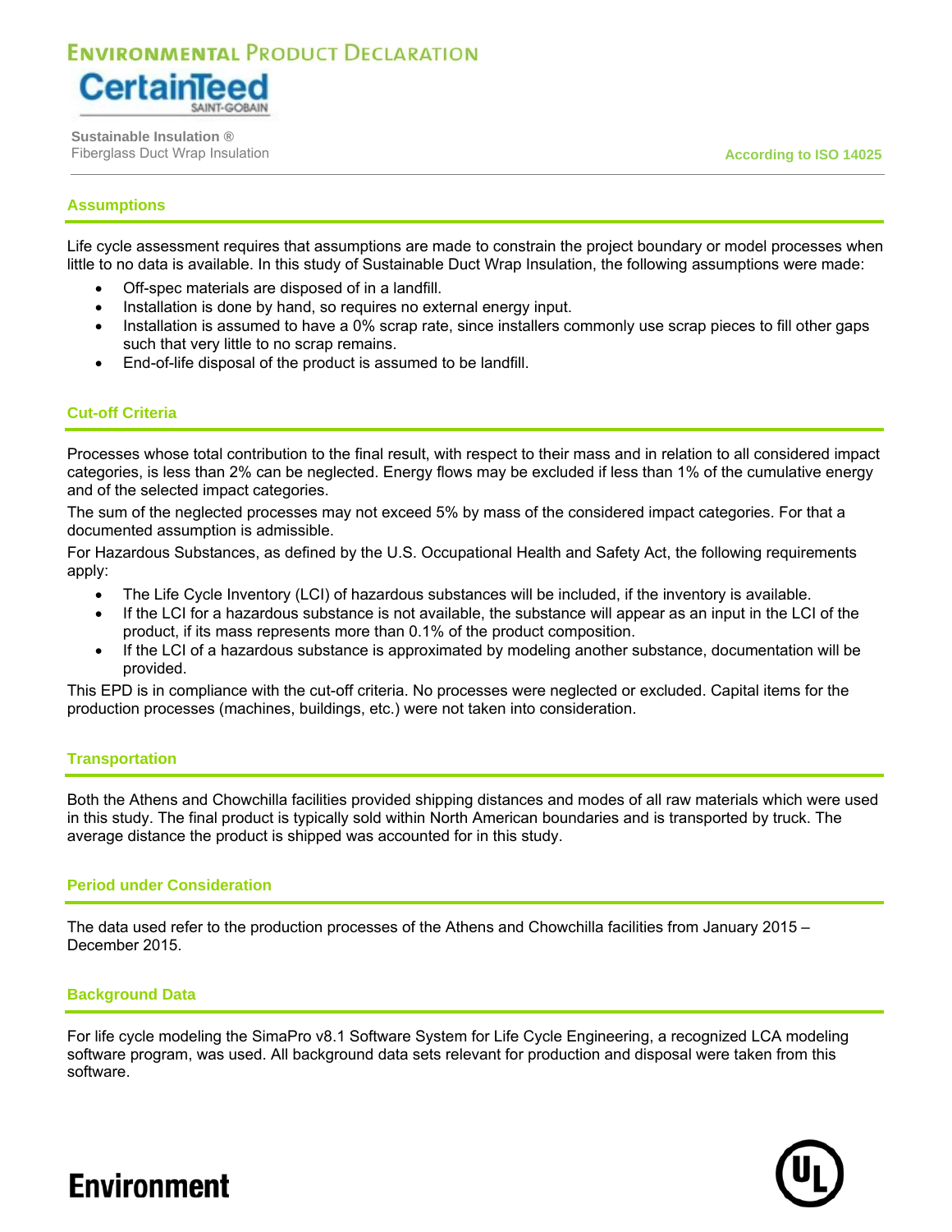## Assumptions

Life cycle assessment requires that assumptions are made to constrain the project boundary or model processes when little to no data is available. In this study of Sustainable Duct Wrap Insulation, the following assumptions were made:

- Off-spec materials are disposed of in a landfill.
- Installation is done by hand, so requires no external energy input.
- Installation is assumed to have a 0% scrap rate, since installers commonly use scrap pieces to fill other gaps such that very little to no scrap remains.
- End-of-life disposal of the product is assumed to be landfill.

## Cut-off Criteria

Processes whose total contribution to the final result, with respect to their mass and in relation to all considered impact categories, is less than 2% can be neglected. Energy flows may be excluded if less than 1% of the cumulative energy and of the selected impact categories.

The sum of the neglected processes may not exceed 5% by mass of the considered impact categories. For that a documented assumption is admissible.

For Hazardous Substances, as defined by the U.S. Occupational Health and Safety Act, the following requirements apply:

- The Life Cycle Inventory (LCI) of hazardous substances will be included, if the inventory is available.
- If the LCI for a hazardous substance is not available, the substance will appear as an input in the LCI of the product, if its mass represents more than 0.1% of the product composition.
- If the LCI of a hazardous substance is approximated by modeling another substance, documentation will be provided.

This EPD is in compliance with the cut-off criteria. No processes were neglected or excluded. Capital items for the production processes (machines, buildings, etc.) were not taken into consideration.

## Transportation

Both the Athens and Chowchilla facilities provided shipping distances and modes of all raw materials which were used in this study. The final product is typically sold within North American boundaries and is transported by truck. The average distance the product is shipped was accounted for in this study.

## Period under Consideration

The data used refer to the production processes of the Athens and Chowchilla facilities from January 2015 – December 2015.

## Background Data

For life cycle modeling the SimaPro v8.1 Software System for Life Cycle Engineering, a recognized LCA modeling software program, was used. All background data sets relevant for production and disposal were taken from this software.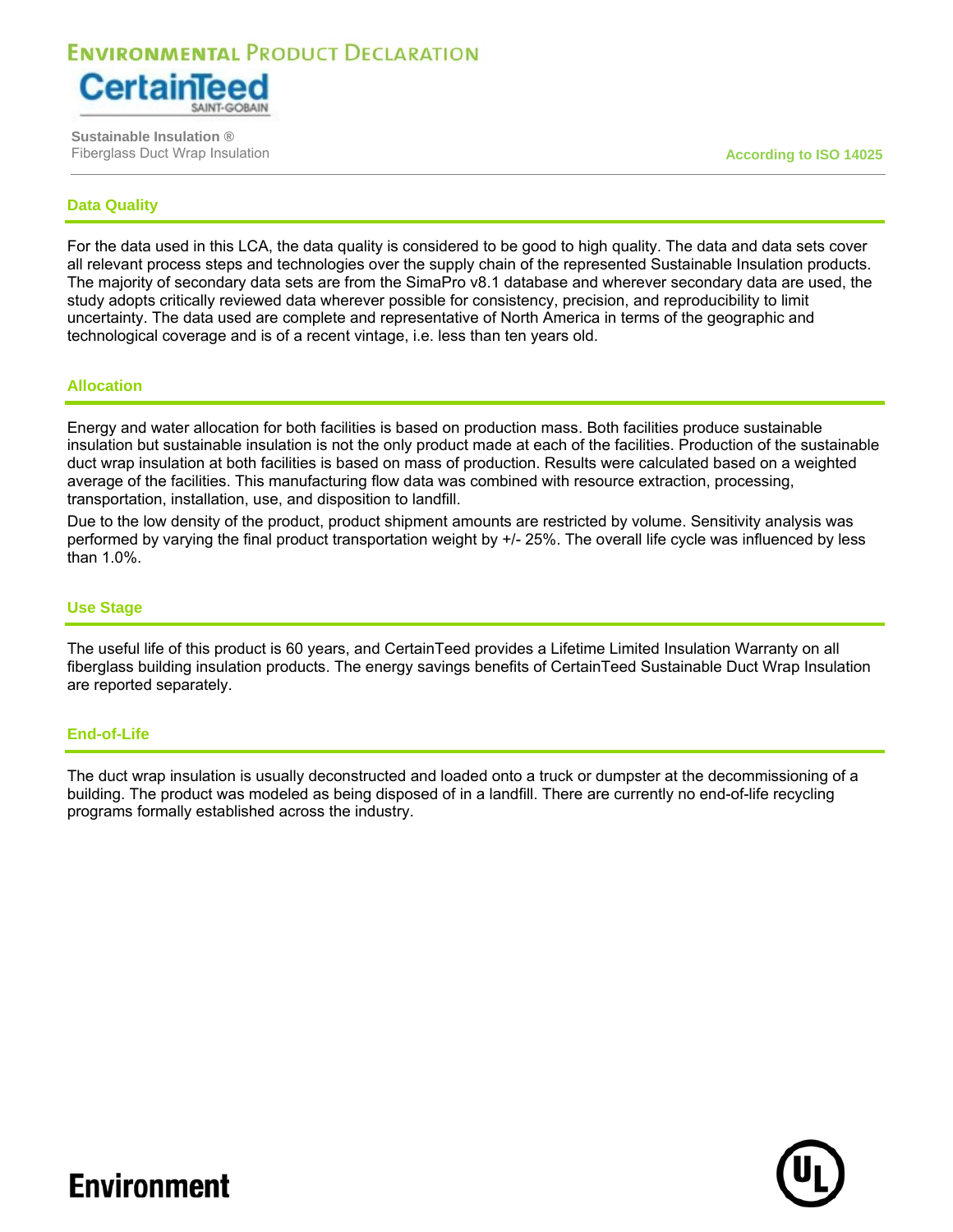## Data Quality

For the data used in this LCA, the data quality is considered to be good to high quality. The data and data sets cover all relevant process steps and technologies over the supply chain of the represented Sustainable Insulation products. The majority of secondary data sets are from the SimaPro v8.1 database and wherever secondary data are used, the study adopts critically reviewed data wherever possible for consistency, precision, and reproducibility to limit uncertainty. The data used are complete and representative of North America in terms of the geographic and technological coverage and is of a recent vintage, i.e. less than ten years old.

## Allocation

Energy and water allocation for both facilities is based on production mass. Both facilities produce sustainable insulation but sustainable insulation is not the only product made at each of the facilities. Production of the sustainable duct wrap insulation at both facilities is based on mass of production. Results were calculated based on a weighted average of the facilities. This manufacturing flow data was combined with resource extraction, processing, transportation, installation, use, and disposition to landfill.

Due to the low density of the product, product shipment amounts are restricted by volume. Sensitivity analysis was performed by varying the final product transportation weight by +/- 25%. The overall life cycle was influenced by less than 1.0%.

## Use Stage

The useful life of this product is 60 years, and CertainTeed provides a Lifetime Limited Insulation Warranty on all fiberglass building insulation products. The energy savings benefits of CertainTeed Sustainable Duct Wrap Insulation are reported separately.

## End-of-Life

The duct wrap insulation is usually deconstructed and loaded onto a truck or dumpster at the decommissioning of a building. The product was modeled as being disposed of in a landfill. There are currently no end-of-life recycling programs formally established across the industry.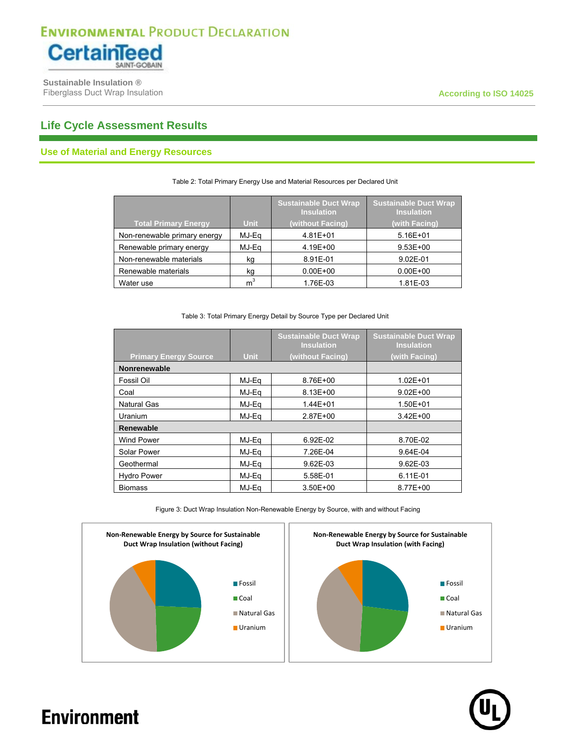## Life Cycle Assessment Results

### Use of Material and Energy Resources

Table 2: Total Primary Energy Use and Material Resources per Declared Unit

| Total Primary Energy | Unit | Sustainable Duct Wrap Insulation (without Facing) | Sustainable Duct Wrap Insulation (with Facing) |
|---|---|---|---|
| Non-renewable primary energy | MJ-Eq | 4.81E+01 | 5.16E+01 |
| Renewable primary energy | MJ-Eq | 4.19E+00 | 9.53E+00 |
| Non-renewable materials | kg | 8.91E-01 | 9.02E-01 |
| Renewable materials | kg | 0.00E+00 | 0.00E+00 |
| Water use | $m^3$ | 1.76E-03 | 1.81E-03 |

Table 3: Total Primary Energy Detail by Source Type per Declared Unit

| Primary Energy Source | Unit | Sustainable Duct Wrap Insulation (without Facing) | Sustainable Duct Wrap Insulation (with Facing) |
|---|---|---|---|
| **Nonrenewable** | | | |
| Fossil Oil | MJ-Eq | 8.76E+00 | 1.02E+01 |
| Coal | MJ-Eq | 8.13E+00 | 9.02E+00 |
| Natural Gas | MJ-Eq | 1.44E+01 | 1.50E+01 |
| Uranium | MJ-Eq | 2.87E+00 | 3.42E+00 |
| **Renewable** | | | |
| Wind Power | MJ-Eq | 6.92E-02 | 8.70E-02 |
| Solar Power | MJ-Eq | 7.26E-04 | 9.64E-04 |
| Geothermal | MJ-Eq | 9.62E-03 | 9.62E-03 |
| Hydro Power | MJ-Eq | 5.58E-01 | 6.11E-01 |
| Biomass | MJ-Eq | 3.50E+00 | 8.77E+00 |

Figure 3: Duct Wrap Insulation Non-Renewable Energy by Source, with and without Facing

**Non-Renewable Energy by Source for Sustainable Duct Wrap Insulation (without Facing)**

Fossil, Coal, Natural Gas, Uranium

**Non-Renewable Energy by Source for Sustainable Duct Wrap Insulation (with Facing)**

Fossil, Coal, Natural Gas, Uranium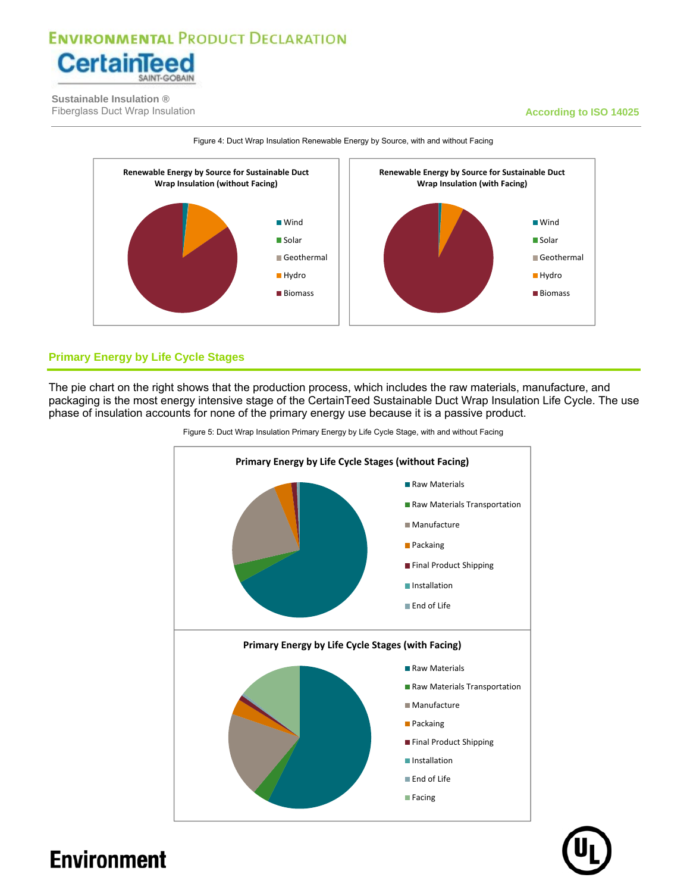Figure 4: Duct Wrap Insulation Renewable Energy by Source, with and without Facing

**Renewable Energy by Source for Sustainable Duct Wrap Insulation (without Facing)**

- Wind
- Solar
- Geothermal
- Hydro
- Biomass

**Renewable Energy by Source for Sustainable Duct Wrap Insulation (with Facing)**

- Wind
- Solar
- Geothermal
- Hydro
- Biomass

## Primary Energy by Life Cycle Stages

The pie chart on the right shows that the production process, which includes the raw materials, manufacture, and packaging is the most energy intensive stage of the CertainTeed Sustainable Duct Wrap Insulation Life Cycle. The use phase of insulation accounts for none of the primary energy use because it is a passive product.

Figure 5: Duct Wrap Insulation Primary Energy by Life Cycle Stage, with and without Facing

**Primary Energy by Life Cycle Stages (without Facing)**

- Raw Materials
- Raw Materials Transportation
- Manufacture
- Packaging
- Final Product Shipping
- Installation
- End of Life

**Primary Energy by Life Cycle Stages (with Facing)**

- Raw Materials
- Raw Materials Transportation
- Manufacture
- Packaging
- Final Product Shipping
- Installation
- End of Life
- Facing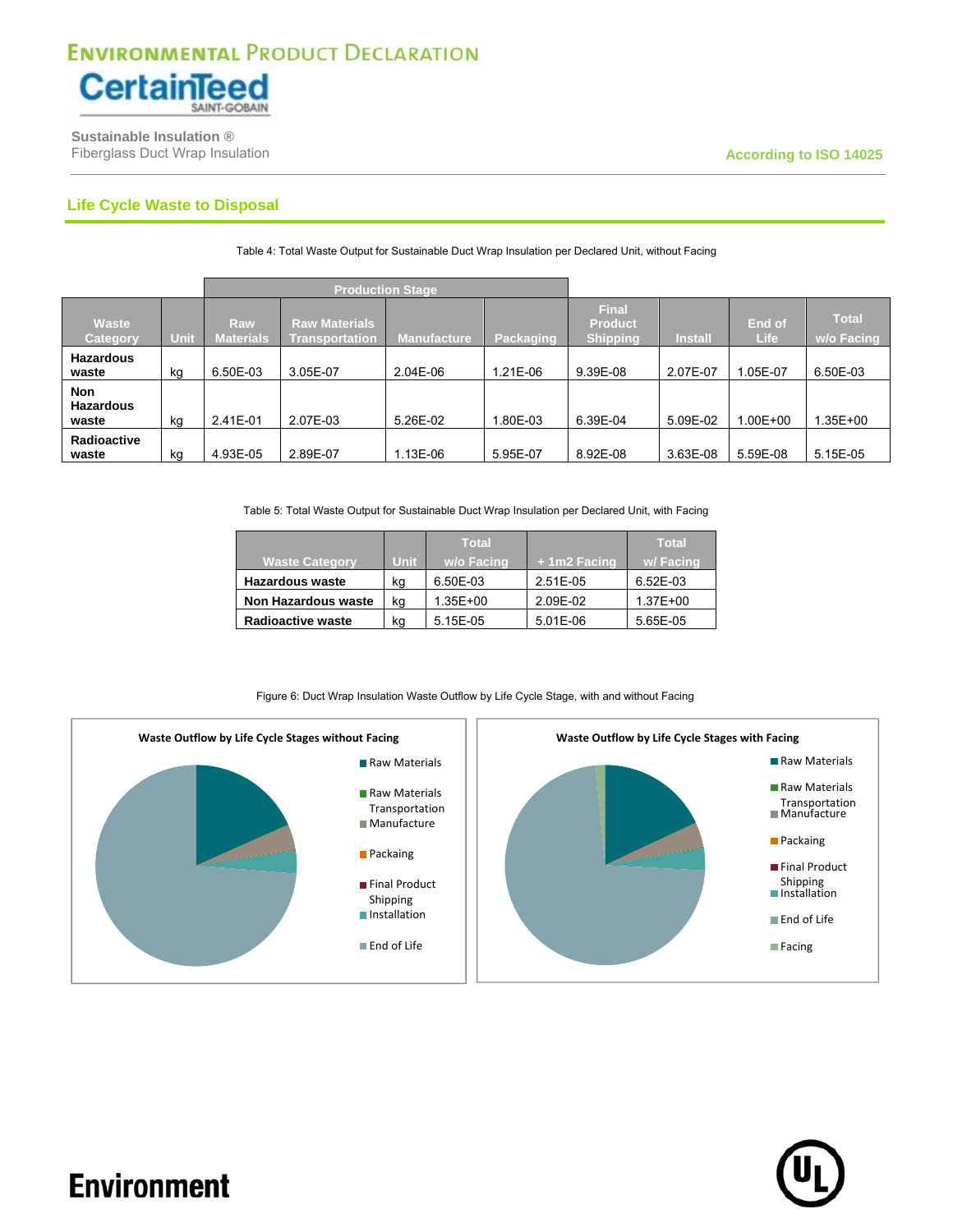## Life Cycle Waste to Disposal

Table 4: Total Waste Output for Sustainable Duct Wrap Insulation per Declared Unit, without Facing

| Waste Category | Unit | Production Stage | | | | Final Product Shipping | Install | End of Life | Total w/o Facing |
|---|---|---|---|---|---|---|---|---|---|
| | | Raw Materials | Raw Materials Transportation | Manufacture | Packaging | | | | |
| Hazardous waste | kg | 6.50E-03 | 3.05E-07 | 2.04E-06 | 1.21E-06 | 9.39E-08 | 2.07E-07 | 1.05E-07 | 6.50E-03 |
| Non Hazardous waste | kg | 2.41E-01 | 2.07E-03 | 5.26E-02 | 1.80E-03 | 6.39E-04 | 5.09E-02 | 1.00E+00 | 1.35E+00 |
| Radioactive waste | kg | 4.93E-05 | 2.89E-07 | 1.13E-06 | 5.95E-07 | 8.92E-08 | 3.63E-08 | 5.59E-08 | 5.15E-05 |

Table 5: Total Waste Output for Sustainable Duct Wrap Insulation per Declared Unit, with Facing

| Waste Category | Unit | Total w/o Facing | + 1m2 Facing | Total w/ Facing |
|---|---|---|---|---|
| Hazardous waste | kg | 6.50E-03 | 2.51E-05 | 6.52E-03 |
| Non Hazardous waste | kg | 1.35E+00 | 2.09E-02 | 1.37E+00 |
| Radioactive waste | kg | 5.15E-05 | 5.01E-06 | 5.65E-05 |

Figure 6: Duct Wrap Insulation Waste Outflow by Life Cycle Stage, with and without Facing

**Waste Outflow by Life Cycle Stages without Facing**

- Raw Materials
- Raw Materials Transportation
- Manufacture
- Packaking
- Final Product Shipping
- Installation
- End of Life

**Waste Outflow by Life Cycle Stages with Facing**

- Raw Materials
- Raw Materials Transportation
- Manufacture
- Packaking
- Final Product Shipping
- Installation
- End of Life
- Facing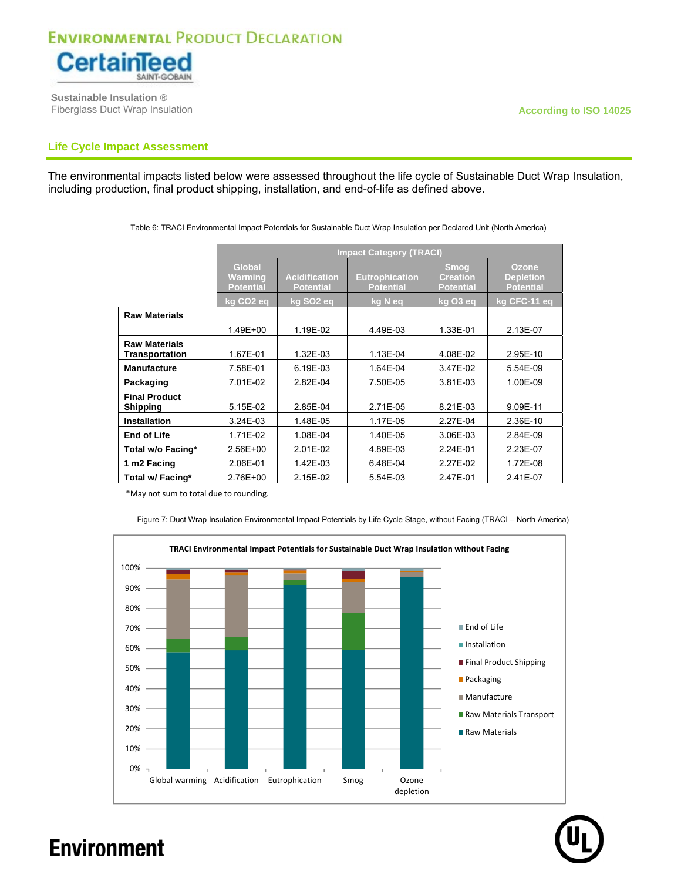## Life Cycle Impact Assessment

The environmental impacts listed below were assessed throughout the life cycle of Sustainable Duct Wrap Insulation, including production, final product shipping, installation, and end-of-life as defined above.

Table 6: TRACI Environmental Impact Potentials for Sustainable Duct Wrap Insulation per Declared Unit (North America)

| | Impact Category (TRACI) | | | | |
|---|---|---|---|---|---|
| | Global Warming Potential | Acidification Potential | Eutrophication Potential | Smog Creation Potential | Ozone Depletion Potential |
| | kg CO2 eq | kg SO2 eq | kg N eq | kg O3 eq | kg CFC-11 eq |
| **Raw Materials** | 1.49E+00 | 1.19E-02 | 4.49E-03 | 1.33E-01 | 2.13E-07 |
| **Raw Materials Transportation** | 1.67E-01 | 1.32E-03 | 1.13E-04 | 4.08E-02 | 2.95E-10 |
| **Manufacture** | 7.58E-01 | 6.19E-03 | 1.64E-04 | 3.47E-02 | 5.54E-09 |
| **Packaging** | 7.01E-02 | 2.82E-04 | 7.50E-05 | 3.81E-03 | 1.00E-09 |
| **Final Product Shipping** | 5.15E-02 | 2.85E-04 | 2.71E-05 | 8.21E-03 | 9.09E-11 |
| **Installation** | 3.24E-03 | 1.48E-05 | 1.17E-05 | 2.27E-04 | 2.36E-10 |
| **End of Life** | 1.71E-02 | 1.08E-04 | 1.40E-05 | 3.06E-03 | 2.84E-09 |
| **Total w/o Facing*** | 2.56E+00 | 2.01E-02 | 4.89E-03 | 2.24E-01 | 2.23E-07 |
| **1 m2 Facing** | 2.06E-01 | 1.42E-03 | 6.48E-04 | 2.27E-02 | 1.72E-08 |
| **Total w/ Facing*** | 2.76E+00 | 2.15E-02 | 5.54E-03 | 2.47E-01 | 2.41E-07 |

*May not sum to total due to rounding.

Figure 7: Duct Wrap Insulation Environmental Impact Potentials by Life Cycle Stage, without Facing (TRACI – North America)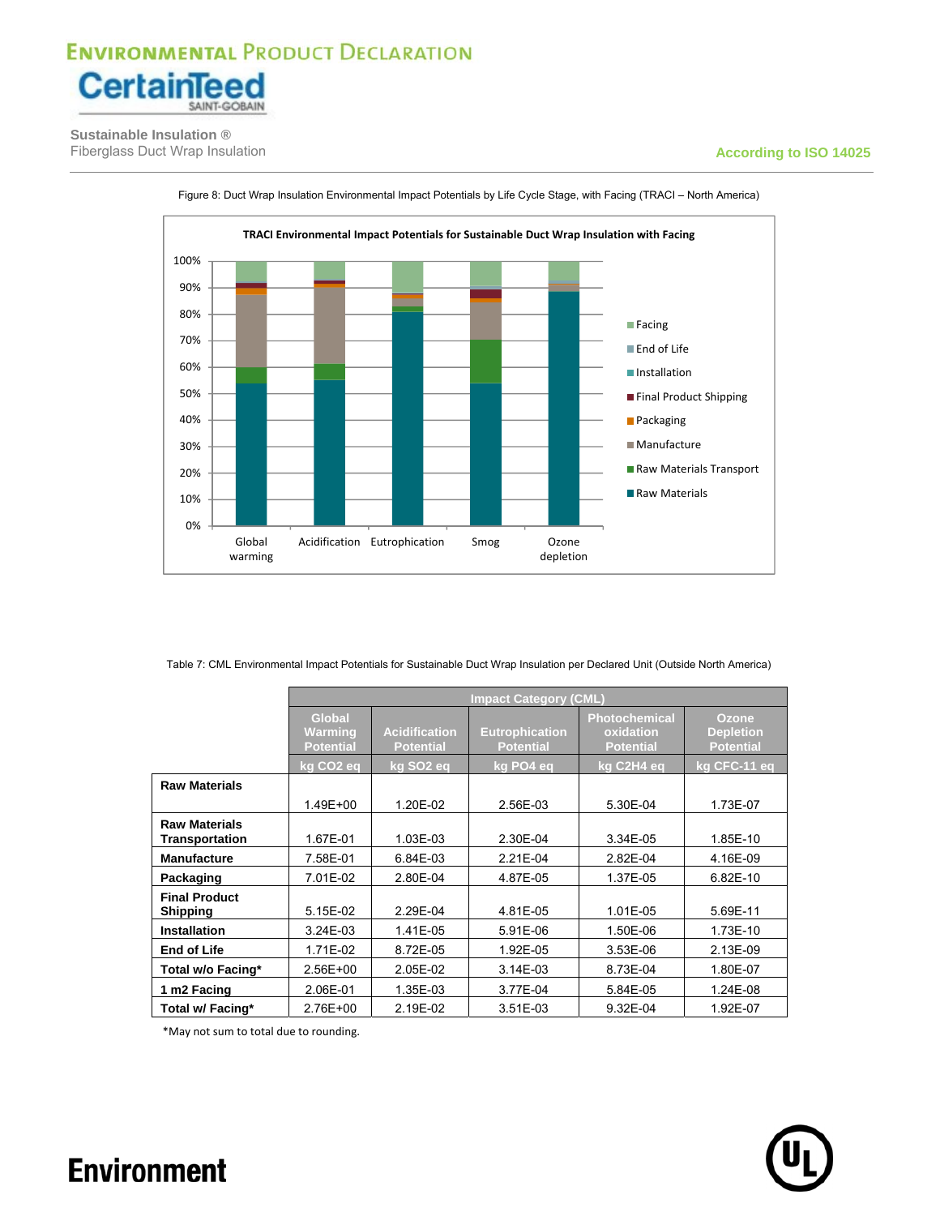Figure 8: Duct Wrap Insulation Environmental Impact Potentials by Life Cycle Stage, with Facing (TRACI – North America)

Table 7: CML Environmental Impact Potentials for Sustainable Duct Wrap Insulation per Declared Unit (Outside North America)

| | Impact Category (CML) | | | | |
|---|---|---|---|---|---|
| | Global Warming Potential | Acidification Potential | Eutrophication Potential | Photochemical oxidation Potential | Ozone Depletion Potential |
| | kg $CO_2$ eq | kg $SO_2$ eq | kg $PO_4$ eq | kg $C_2H_4$ eq | kg CFC-11 eq |
| **Raw Materials** | 1.49E+00 | 1.20E-02 | 2.56E-03 | 5.30E-04 | 1.73E-07 |
| **Raw Materials Transportation** | 1.67E-01 | 1.03E-03 | 2.30E-04 | 3.34E-05 | 1.85E-10 |
| **Manufacture** | 7.58E-01 | 6.84E-03 | 2.21E-04 | 2.82E-04 | 4.16E-09 |
| **Packaging** | 7.01E-02 | 2.80E-04 | 4.87E-05 | 1.37E-05 | 6.82E-10 |
| **Final Product Shipping** | 5.15E-02 | 2.29E-04 | 4.81E-05 | 1.01E-05 | 5.69E-11 |
| **Installation** | 3.24E-03 | 1.41E-05 | 5.91E-06 | 1.50E-06 | 1.73E-10 |
| **End of Life** | 1.71E-02 | 8.72E-05 | 1.92E-05 | 3.53E-06 | 2.13E-09 |
| **Total w/o Facing*** | 2.56E+00 | 2.05E-02 | 3.14E-03 | 8.73E-04 | 1.80E-07 |
| **1 m2 Facing** | 2.06E-01 | 1.35E-03 | 3.77E-04 | 5.84E-05 | 1.24E-08 |
| **Total w/ Facing*** | 2.76E+00 | 2.19E-02 | 3.51E-03 | 9.32E-04 | 1.92E-07 |

*May not sum to total due to rounding.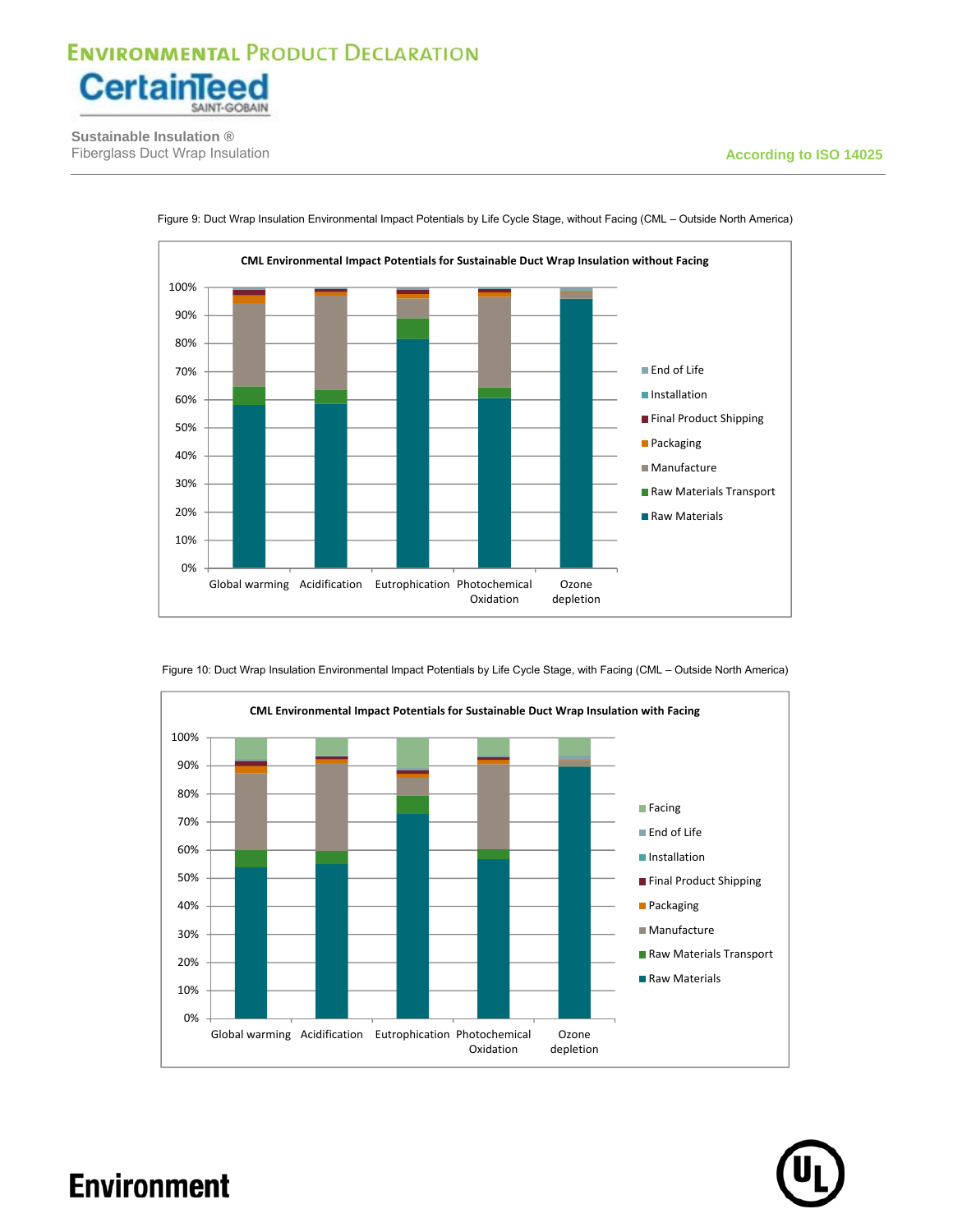Figure 9: Duct Wrap Insulation Environmental Impact Potentials by Life Cycle Stage, without Facing (CML – Outside North America)

Figure 10: Duct Wrap Insulation Environmental Impact Potentials by Life Cycle Stage, with Facing (CML – Outside North America)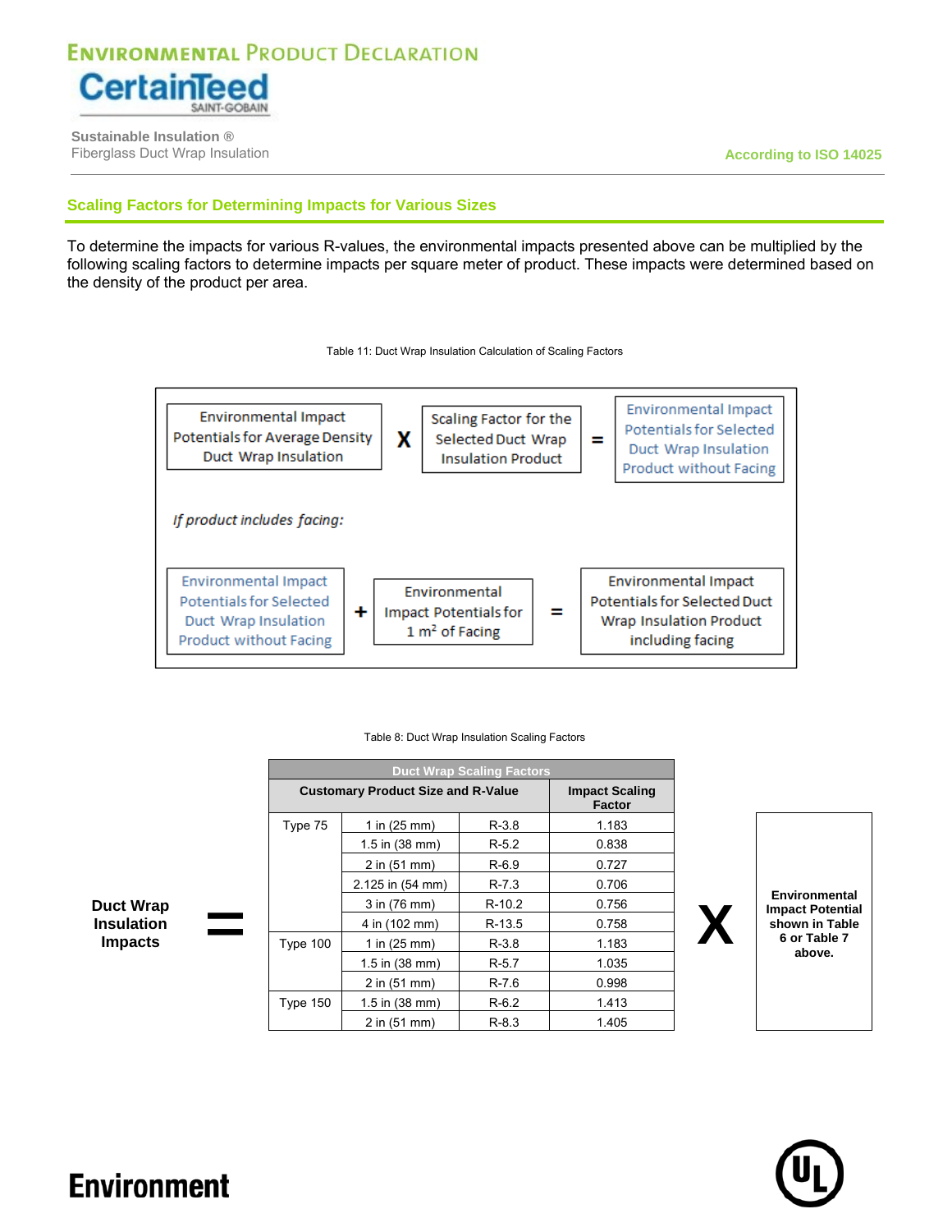## Scaling Factors for Determining Impacts for Various Sizes

To determine the impacts for various R-values, the environmental impacts presented above can be multiplied by the following scaling factors to determine impacts per square meter of product. These impacts were determined based on the density of the product per area.

Table 11: Duct Wrap Insulation Calculation of Scaling Factors

Environmental Impact Potentials for Average Density Duct Wrap Insulation **X** Scaling Factor for the Selected Duct Wrap Insulation Product **=** Environmental Impact Potentials for Selected Duct Wrap Insulation Product without Facing

*If product includes facing:*

Environmental Impact Potentials for Selected Duct Wrap Insulation Product without Facing **+** Environmental Impact Potentials for 1 $m^2$ of Facing **=** Environmental Impact Potentials for Selected Duct Wrap Insulation Product including facing

Table 8: Duct Wrap Insulation Scaling Factors

**Duct Wrap Insulation Impacts =**

| Duct Wrap Scaling Factors | | | |
|---|---|---|---|
| **Customary Product Size and R-Value** | | | **Impact Scaling Factor** |
| Type 75 | 1 in (25 mm) | R-3.8 | 1.183 |
| | 1.5 in (38 mm) | R-5.2 | 0.838 |
| | 2 in (51 mm) | R-6.9 | 0.727 |
| | 2.125 in (54 mm) | R-7.3 | 0.706 |
| | 3 in (76 mm) | R-10.2 | 0.756 |
| | 4 in (102 mm) | R-13.5 | 0.758 |
| Type 100 | 1 in (25 mm) | R-3.8 | 1.183 |
| | 1.5 in (38 mm) | R-5.7 | 1.035 |
| | 2 in (51 mm) | R-7.6 | 0.998 |
| Type 150 | 1.5 in (38 mm) | R-6.2 | 1.413 |
| | 2 in (51 mm) | R-8.3 | 1.405 |

**X** **Environmental Impact Potential shown in Table 6 or Table 7 above.**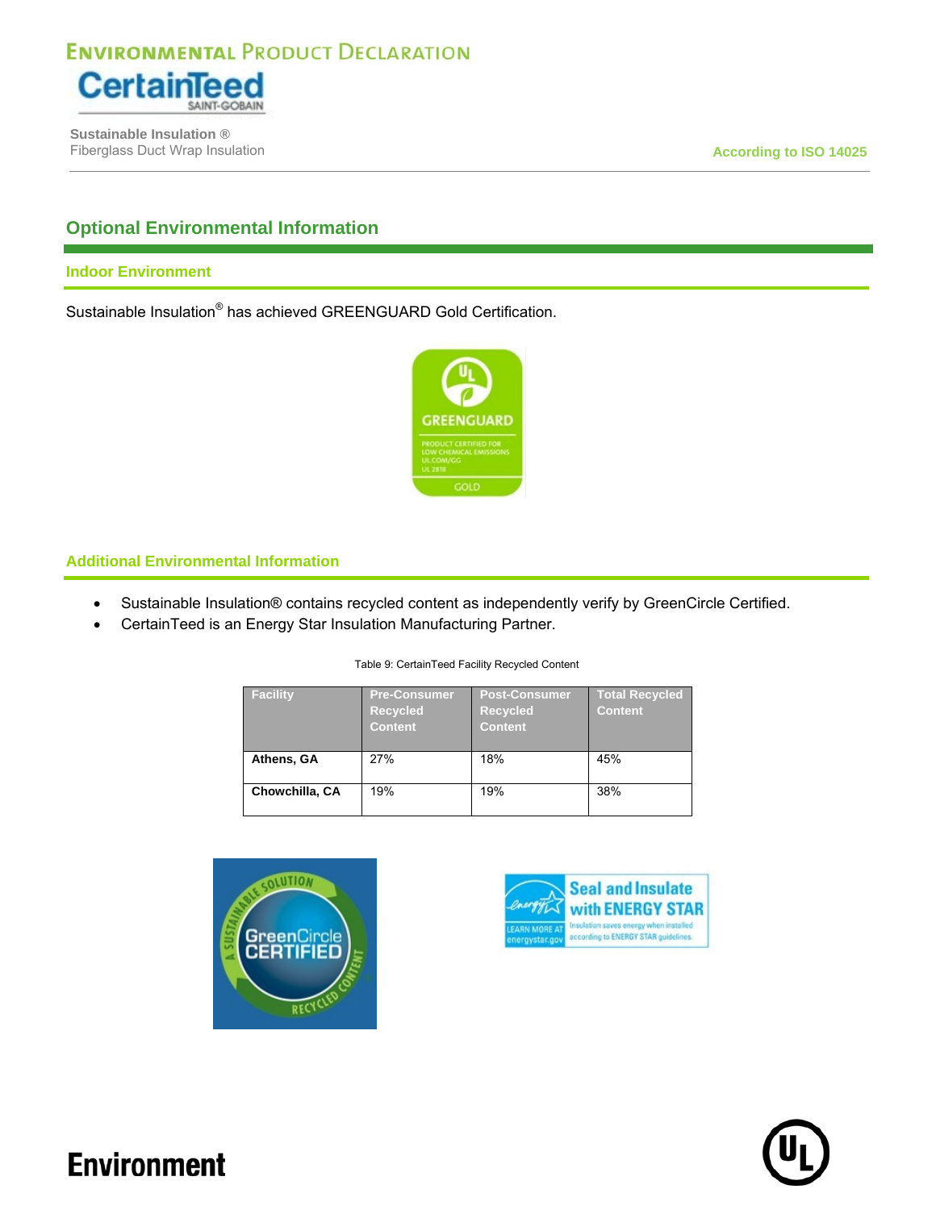## Optional Environmental Information

### Indoor Environment

Sustainable Insulation® has achieved GREENGUARD Gold Certification.

### Additional Environmental Information

- Sustainable Insulation® contains recycled content as independently verify by GreenCircle Certified.
- CertainTeed is an Energy Star Insulation Manufacturing Partner.

Table 9: CertainTeed Facility Recycled Content

| Facility | Pre-Consumer Recycled Content | Post-Consumer Recycled Content | Total Recycled Content |
|---|---|---|---|
| **Athens, GA** | 27% | 18% | 45% |
| **Chowchilla, CA** | 19% | 19% | 38% |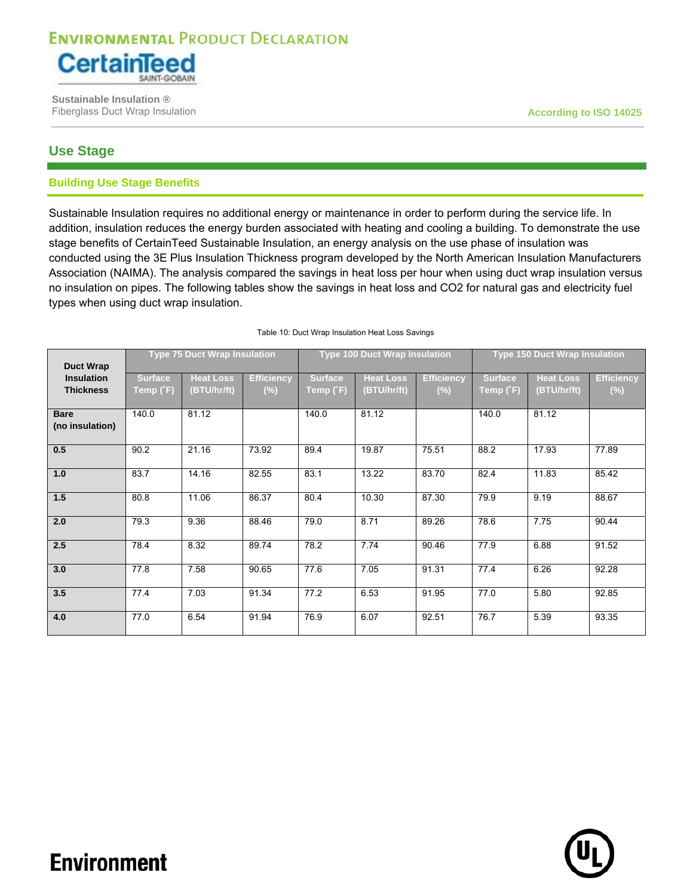## Use Stage

### Building Use Stage Benefits

Sustainable Insulation requires no additional energy or maintenance in order to perform during the service life. In addition, insulation reduces the energy burden associated with heating and cooling a building. To demonstrate the use stage benefits of CertainTeed Sustainable Insulation, an energy analysis on the use phase of insulation was conducted using the 3E Plus Insulation Thickness program developed by the North American Insulation Manufacturers Association (NAIMA). The analysis compared the savings in heat loss per hour when using duct wrap insulation versus no insulation on pipes. The following tables show the savings in heat loss and CO2 for natural gas and electricity fuel types when using duct wrap insulation.

Table 10: Duct Wrap Insulation Heat Loss Savings

| Duct Wrap Insulation Thickness | Type 75 Duct Wrap Insulation | | | Type 100 Duct Wrap Insulation | | | Type 150 Duct Wrap Insulation | | |
|---|---|---|---|---|---|---|---|---|---|
| | Surface Temp (˚F) | Heat Loss (BTU/hr/ft) | Efficiency (%) | Surface Temp (˚F) | Heat Loss (BTU/hr/ft) | Efficiency (%) | Surface Temp (˚F) | Heat Loss (BTU/hr/ft) | Efficiency (%) |
| **Bare (no insulation)** | 140.0 | 81.12 | | 140.0 | 81.12 | | 140.0 | 81.12 | |
| **0.5** | 90.2 | 21.16 | 73.92 | 89.4 | 19.87 | 75.51 | 88.2 | 17.93 | 77.89 |
| **1.0** | 83.7 | 14.16 | 82.55 | 83.1 | 13.22 | 83.70 | 82.4 | 11.83 | 85.42 |
| **1.5** | 80.8 | 11.06 | 86.37 | 80.4 | 10.30 | 87.30 | 79.9 | 9.19 | 88.67 |
| **2.0** | 79.3 | 9.36 | 88.46 | 79.0 | 8.71 | 89.26 | 78.6 | 7.75 | 90.44 |
| **2.5** | 78.4 | 8.32 | 89.74 | 78.2 | 7.74 | 90.46 | 77.9 | 6.88 | 91.52 |
| **3.0** | 77.8 | 7.58 | 90.65 | 77.6 | 7.05 | 91.31 | 77.4 | 6.26 | 92.28 |
| **3.5** | 77.4 | 7.03 | 91.34 | 77.2 | 6.53 | 91.95 | 77.0 | 5.80 | 92.85 |
| **4.0** | 77.0 | 6.54 | 91.94 | 76.9 | 6.07 | 92.51 | 76.7 | 5.39 | 93.35 |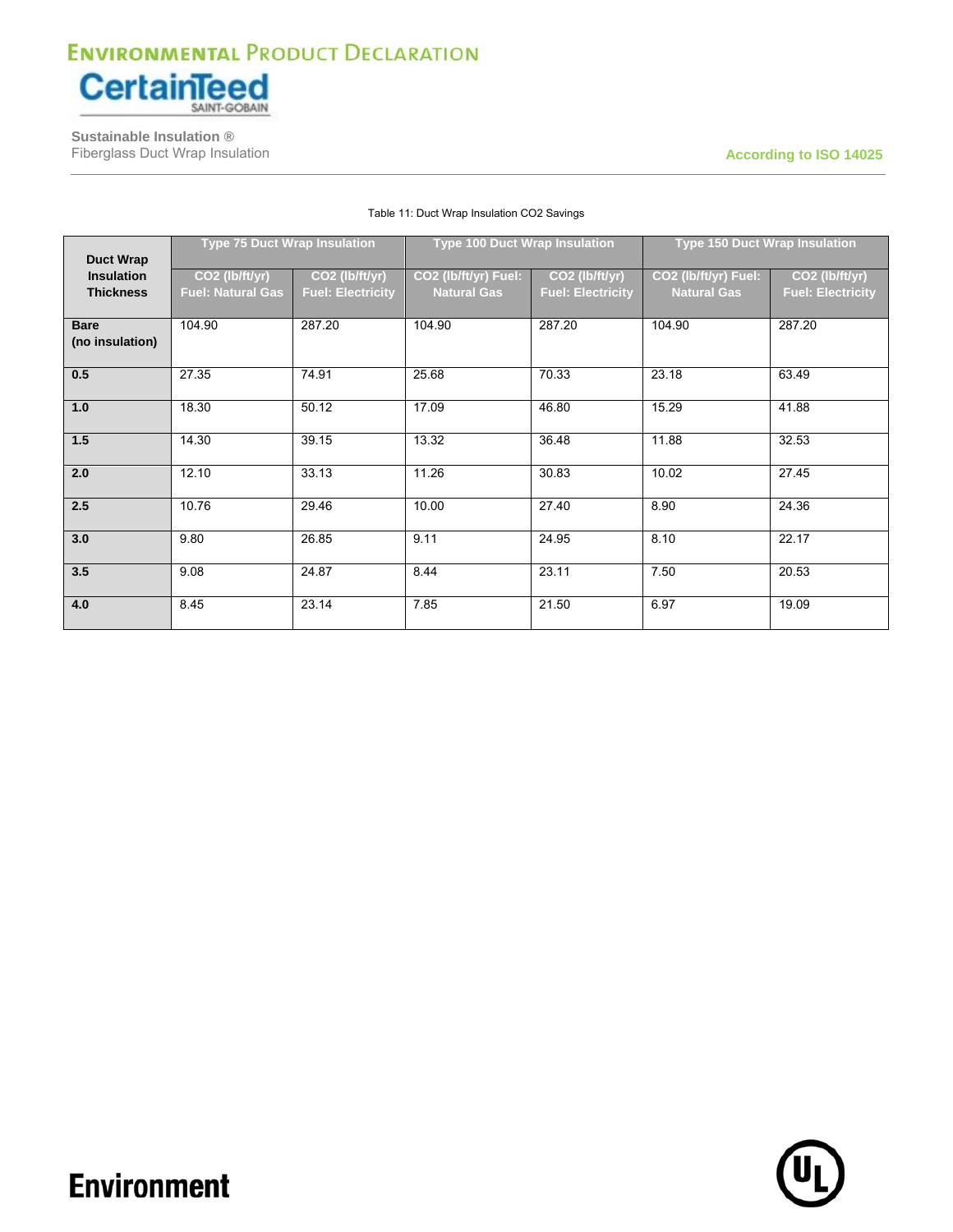Table 11: Duct Wrap Insulation CO2 Savings

| Duct Wrap Insulation Thickness | Type 75 Duct Wrap Insulation | | Type 100 Duct Wrap Insulation | | Type 150 Duct Wrap Insulation | |
|---|---|---|---|---|---|---|
| | $CO_2$ (lb/ft/yr) Fuel: Natural Gas | $CO_2$ (lb/ft/yr) Fuel: Electricity | $CO_2$ (lb/ft/yr) Fuel: Natural Gas | $CO_2$ (lb/ft/yr) Fuel: Electricity | $CO_2$ (lb/ft/yr) Fuel: Natural Gas | $CO_2$ (lb/ft/yr) Fuel: Electricity |
| **Bare (no insulation)** | 104.90 | 287.20 | 104.90 | 287.20 | 104.90 | 287.20 |
| **0.5** | 27.35 | 74.91 | 25.68 | 70.33 | 23.18 | 63.49 |
| **1.0** | 18.30 | 50.12 | 17.09 | 46.80 | 15.29 | 41.88 |
| **1.5** | 14.30 | 39.15 | 13.32 | 36.48 | 11.88 | 32.53 |
| **2.0** | 12.10 | 33.13 | 11.26 | 30.83 | 10.02 | 27.45 |
| **2.5** | 10.76 | 29.46 | 10.00 | 27.40 | 8.90 | 24.36 |
| **3.0** | 9.80 | 26.85 | 9.11 | 24.95 | 8.10 | 22.17 |
| **3.5** | 9.08 | 24.87 | 8.44 | 23.11 | 7.50 | 20.53 |
| **4.0** | 8.45 | 23.14 | 7.85 | 21.50 | 6.97 | 19.09 |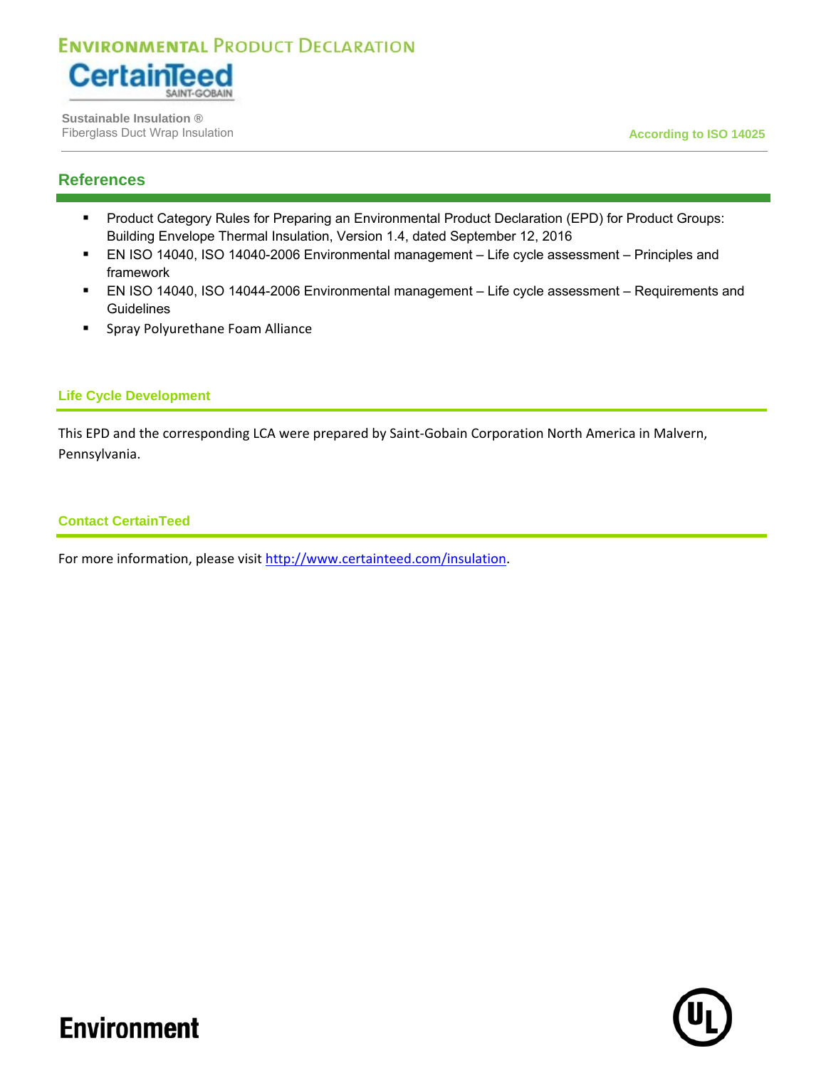## References

- Product Category Rules for Preparing an Environmental Product Declaration (EPD) for Product Groups: Building Envelope Thermal Insulation, Version 1.4, dated September 12, 2016
- EN ISO 14040, ISO 14040-2006 Environmental management – Life cycle assessment – Principles and framework
- EN ISO 14040, ISO 14044-2006 Environmental management – Life cycle assessment – Requirements and Guidelines
- Spray Polyurethane Foam Alliance

### Life Cycle Development

This EPD and the corresponding LCA were prepared by Saint-Gobain Corporation North America in Malvern, Pennsylvania.

### Contact CertainTeed

For more information, please visit [http://www.certainteed.com/insulation](http://www.certainteed.com/insulation).